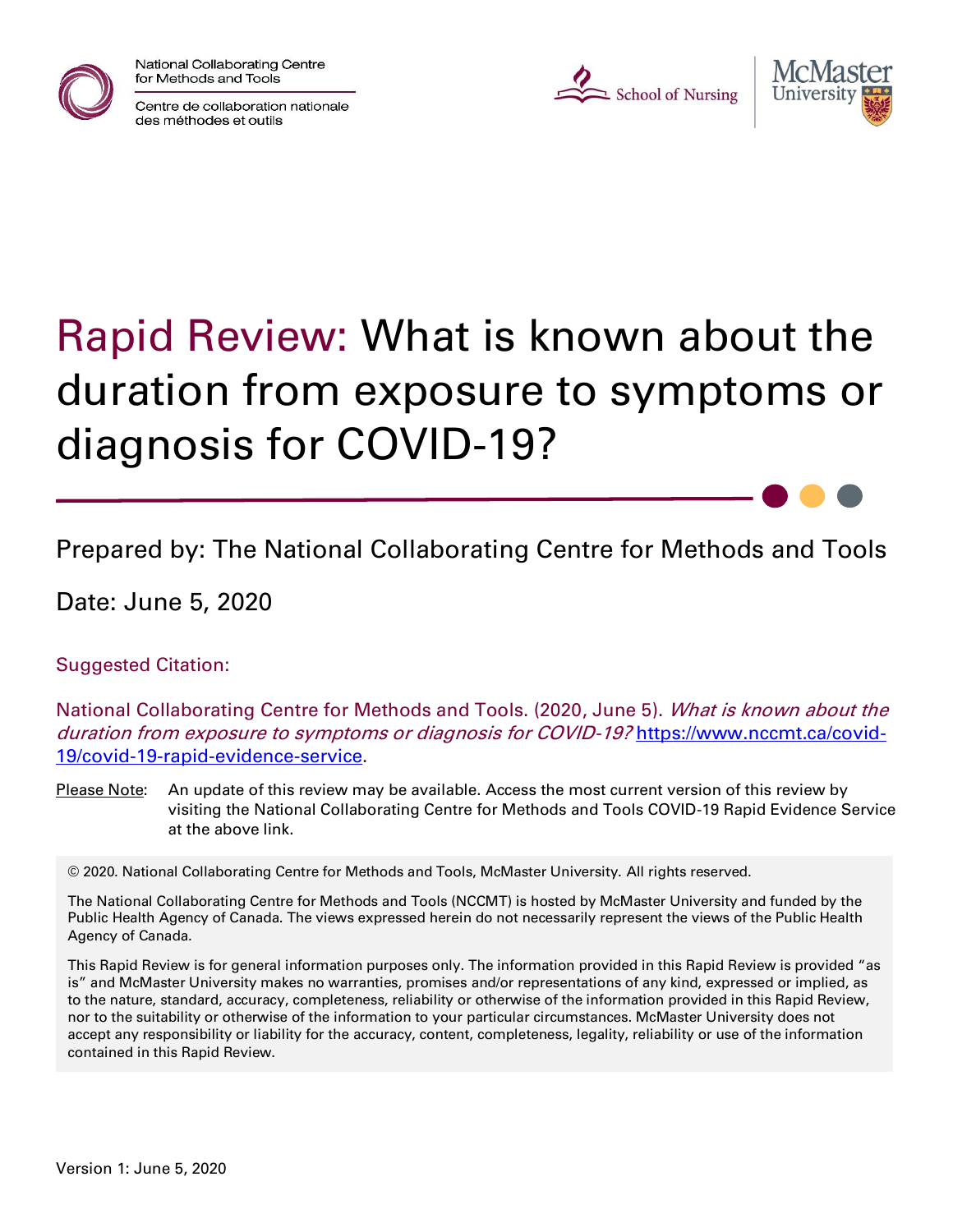National Collaborating Centre for Methods and Tools
Centre de collaboration nationale des méthodes et outils

School of Nursing | McMaster University

# Rapid Review: What is known about the duration from exposure to symptoms or diagnosis for COVID-19?

Prepared by: The National Collaborating Centre for Methods and Tools

Date: June 5, 2020

Suggested Citation:

National Collaborating Centre for Methods and Tools. (2020, June 5). *What is known about the duration from exposure to symptoms or diagnosis for COVID-19?* https://www.nccmt.ca/covid-19/covid-19-rapid-evidence-service.

Please Note: An update of this review may be available. Access the most current version of this review by visiting the National Collaborating Centre for Methods and Tools COVID-19 Rapid Evidence Service at the above link.

© 2020. National Collaborating Centre for Methods and Tools, McMaster University. All rights reserved.

The National Collaborating Centre for Methods and Tools (NCCMT) is hosted by McMaster University and funded by the Public Health Agency of Canada. The views expressed herein do not necessarily represent the views of the Public Health Agency of Canada.

This Rapid Review is for general information purposes only. The information provided in this Rapid Review is provided "as is" and McMaster University makes no warranties, promises and/or representations of any kind, expressed or implied, as to the nature, standard, accuracy, completeness, reliability or otherwise of the information provided in this Rapid Review, nor to the suitability or otherwise of the information to your particular circumstances. McMaster University does not accept any responsibility or liability for the accuracy, content, completeness, legality, reliability or use of the information contained in this Rapid Review.

Version 1: June 5, 2020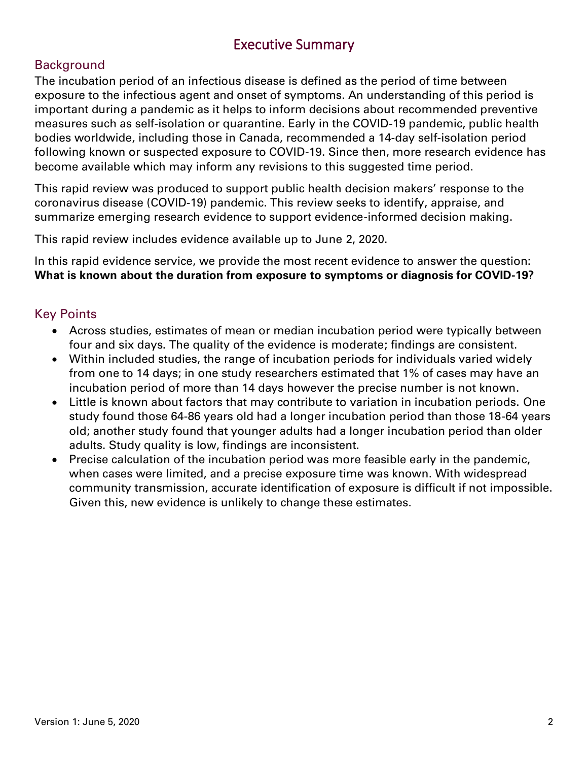# Executive Summary

## Background

The incubation period of an infectious disease is defined as the period of time between exposure to the infectious agent and onset of symptoms. An understanding of this period is important during a pandemic as it helps to inform decisions about recommended preventive measures such as self-isolation or quarantine. Early in the COVID-19 pandemic, public health bodies worldwide, including those in Canada, recommended a 14-day self-isolation period following known or suspected exposure to COVID-19. Since then, more research evidence has become available which may inform any revisions to this suggested time period.

This rapid review was produced to support public health decision makers' response to the coronavirus disease (COVID-19) pandemic. This review seeks to identify, appraise, and summarize emerging research evidence to support evidence-informed decision making.

This rapid review includes evidence available up to June 2, 2020.

In this rapid evidence service, we provide the most recent evidence to answer the question: **What is known about the duration from exposure to symptoms or diagnosis for COVID-19?**

## Key Points

- Across studies, estimates of mean or median incubation period were typically between four and six days. The quality of the evidence is moderate; findings are consistent.
- Within included studies, the range of incubation periods for individuals varied widely from one to 14 days; in one study researchers estimated that 1% of cases may have an incubation period of more than 14 days however the precise number is not known.
- Little is known about factors that may contribute to variation in incubation periods. One study found those 64-86 years old had a longer incubation period than those 18-64 years old; another study found that younger adults had a longer incubation period than older adults. Study quality is low, findings are inconsistent.
- Precise calculation of the incubation period was more feasible early in the pandemic, when cases were limited, and a precise exposure time was known. With widespread community transmission, accurate identification of exposure is difficult if not impossible. Given this, new evidence is unlikely to change these estimates.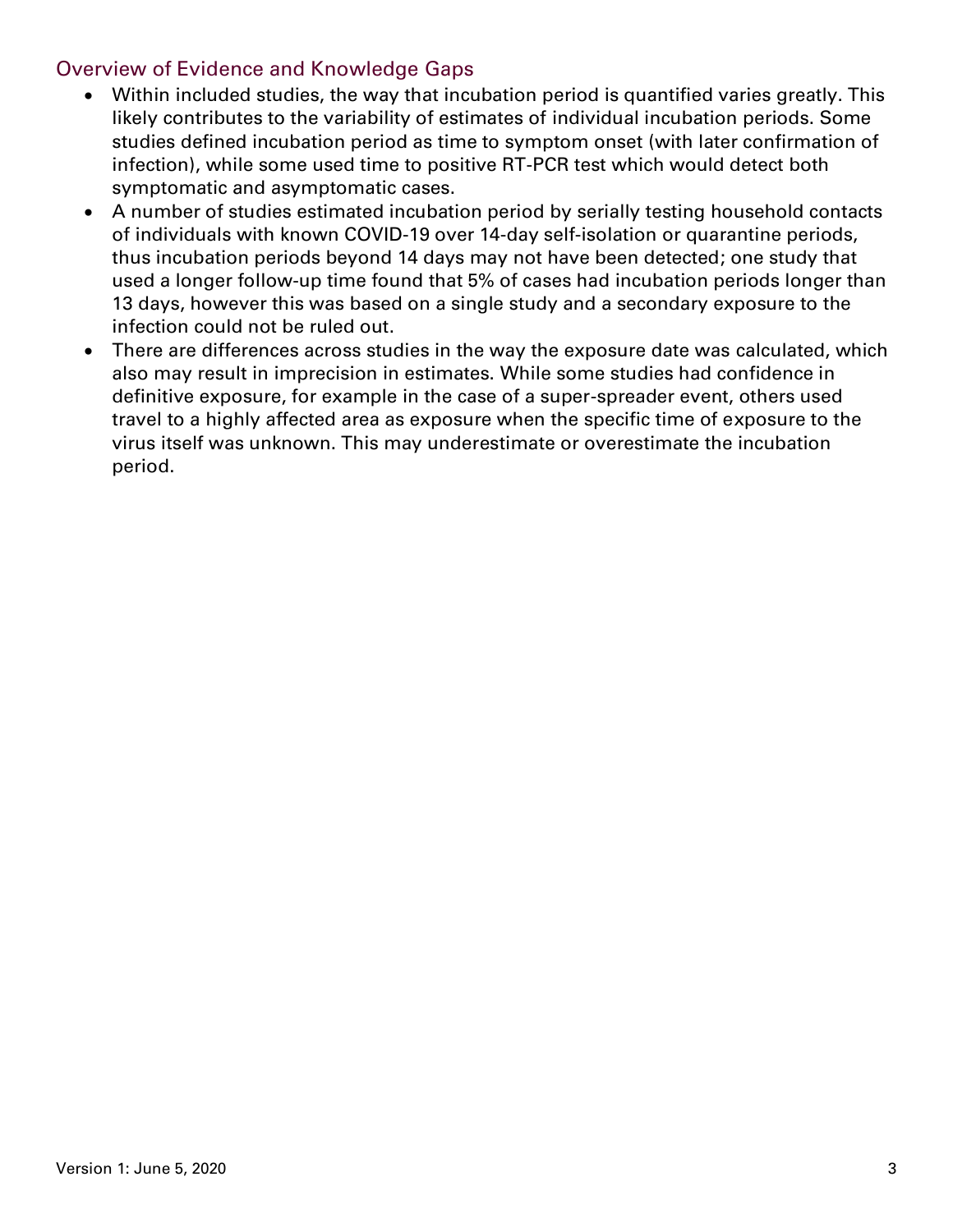## Overview of Evidence and Knowledge Gaps

- Within included studies, the way that incubation period is quantified varies greatly. This likely contributes to the variability of estimates of individual incubation periods. Some studies defined incubation period as time to symptom onset (with later confirmation of infection), while some used time to positive RT-PCR test which would detect both symptomatic and asymptomatic cases.
- A number of studies estimated incubation period by serially testing household contacts of individuals with known COVID-19 over 14-day self-isolation or quarantine periods, thus incubation periods beyond 14 days may not have been detected; one study that used a longer follow-up time found that 5% of cases had incubation periods longer than 13 days, however this was based on a single study and a secondary exposure to the infection could not be ruled out.
- There are differences across studies in the way the exposure date was calculated, which also may result in imprecision in estimates. While some studies had confidence in definitive exposure, for example in the case of a super-spreader event, others used travel to a highly affected area as exposure when the specific time of exposure to the virus itself was unknown. This may underestimate or overestimate the incubation period.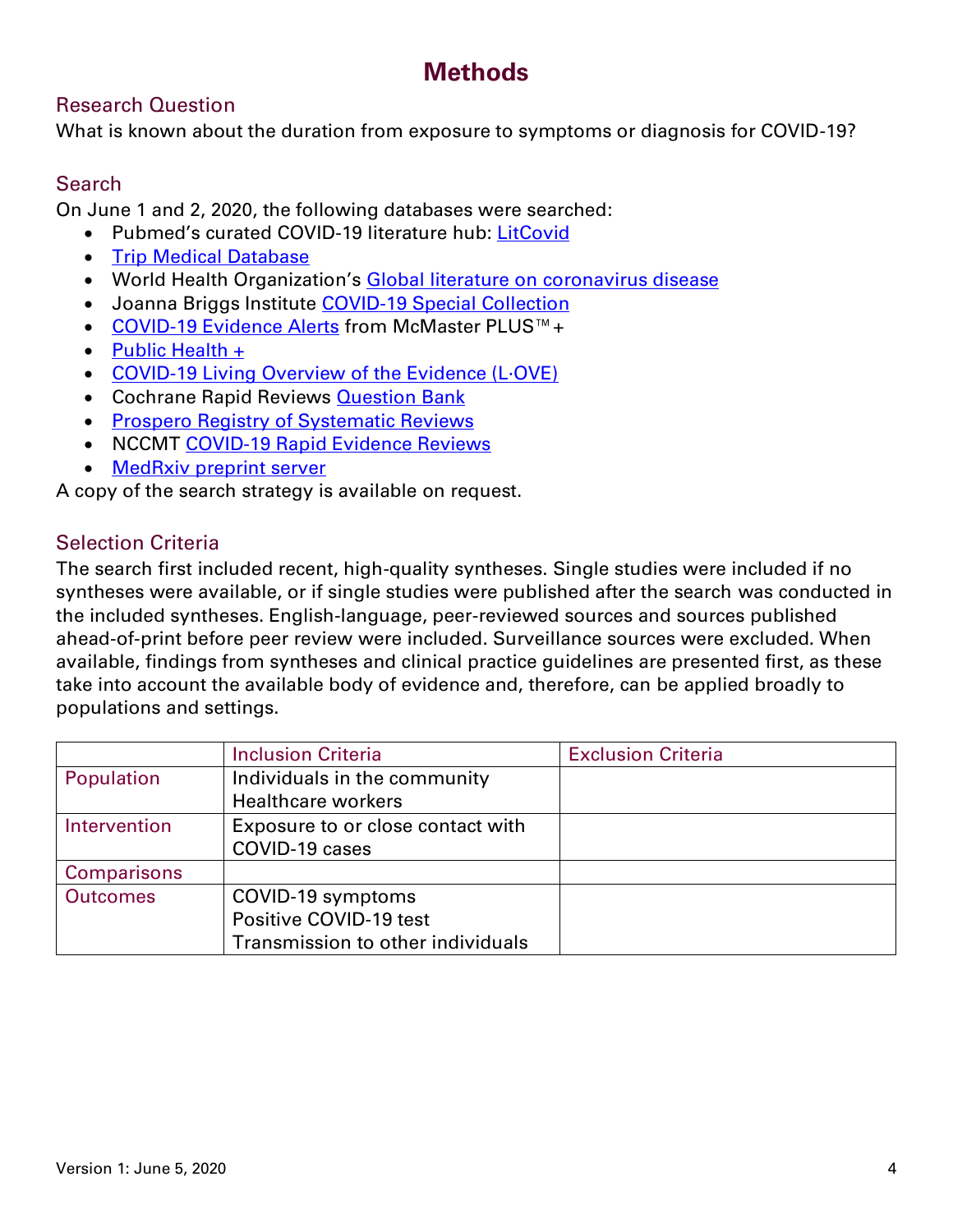# Methods

## Research Question

What is known about the duration from exposure to symptoms or diagnosis for COVID-19?

## Search

On June 1 and 2, 2020, the following databases were searched:

- Pubmed's curated COVID-19 literature hub: LitCovid
- Trip Medical Database
- World Health Organization's Global literature on coronavirus disease
- Joanna Briggs Institute COVID-19 Special Collection
- COVID-19 Evidence Alerts from McMaster PLUS™+
- Public Health +
- COVID-19 Living Overview of the Evidence (L·OVE)
- Cochrane Rapid Reviews Question Bank
- Prospero Registry of Systematic Reviews
- NCCMT COVID-19 Rapid Evidence Reviews
- MedRxiv preprint server

A copy of the search strategy is available on request.

## Selection Criteria

The search first included recent, high-quality syntheses. Single studies were included if no syntheses were available, or if single studies were published after the search was conducted in the included syntheses. English-language, peer-reviewed sources and sources published ahead-of-print before peer review were included. Surveillance sources were excluded. When available, findings from syntheses and clinical practice guidelines are presented first, as these take into account the available body of evidence and, therefore, can be applied broadly to populations and settings.

| | Inclusion Criteria | Exclusion Criteria |
|---|---|---|
| Population | Individuals in the community<br>Healthcare workers | |
| Intervention | Exposure to or close contact with COVID-19 cases | |
| Comparisons | | |
| Outcomes | COVID-19 symptoms<br>Positive COVID-19 test<br>Transmission to other individuals | |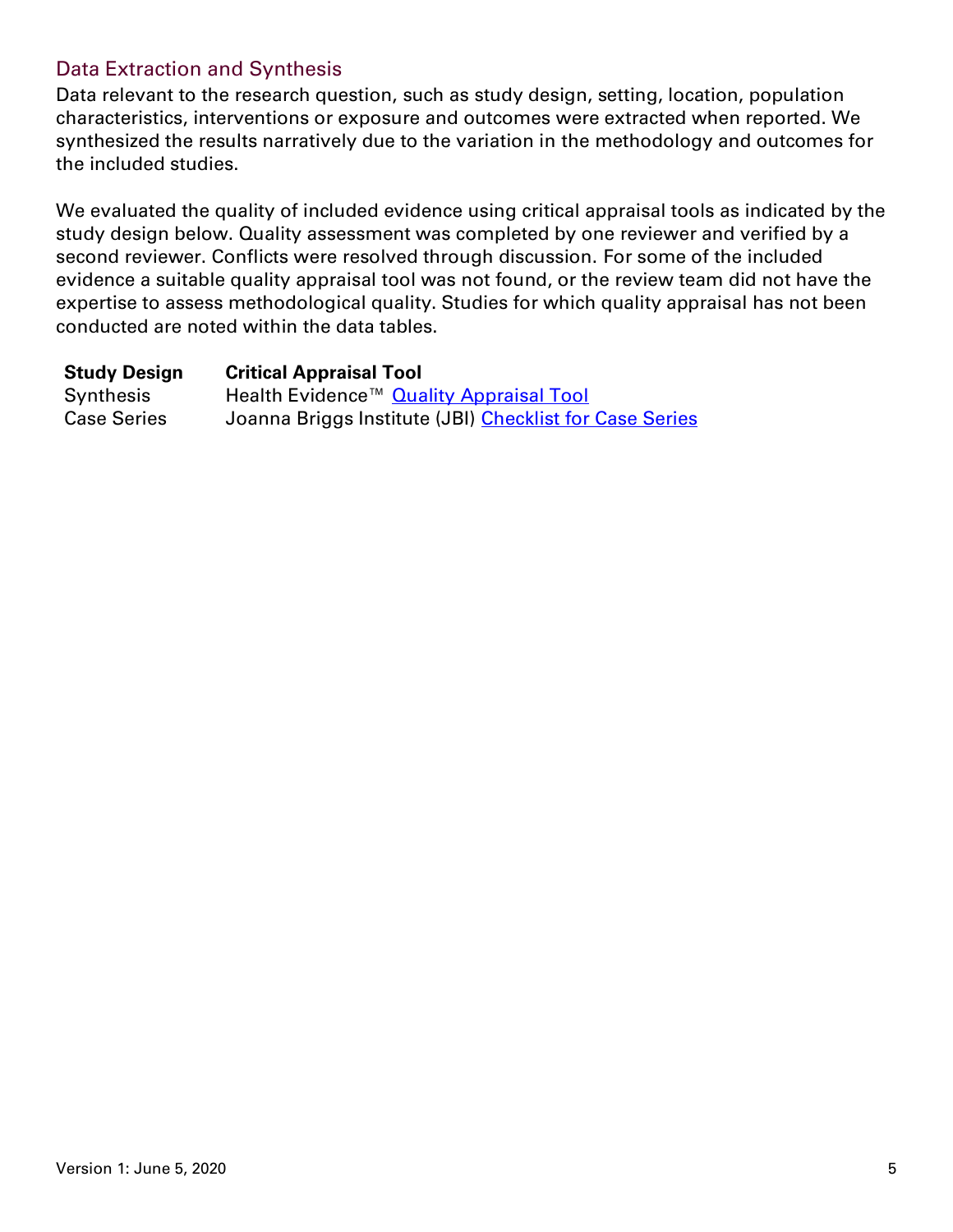## Data Extraction and Synthesis

Data relevant to the research question, such as study design, setting, location, population characteristics, interventions or exposure and outcomes were extracted when reported. We synthesized the results narratively due to the variation in the methodology and outcomes for the included studies.

We evaluated the quality of included evidence using critical appraisal tools as indicated by the study design below. Quality assessment was completed by one reviewer and verified by a second reviewer. Conflicts were resolved through discussion. For some of the included evidence a suitable quality appraisal tool was not found, or the review team did not have the expertise to assess methodological quality. Studies for which quality appraisal has not been conducted are noted within the data tables.

| Study Design | Critical Appraisal Tool |
| --- | --- |
| Synthesis | Health Evidence™ Quality Appraisal Tool |
| Case Series | Joanna Briggs Institute (JBI) Checklist for Case Series |

Version 1: June 5, 2020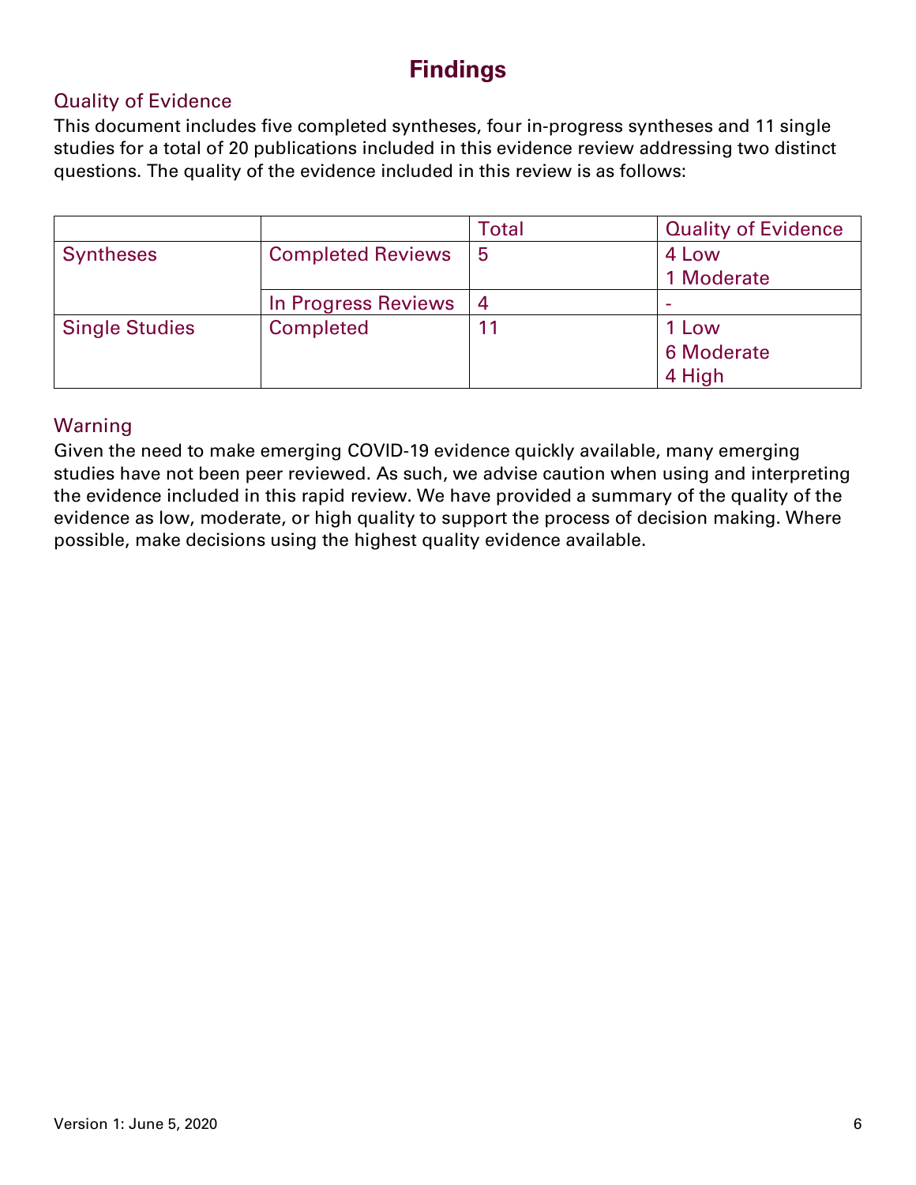# Findings

## Quality of Evidence

This document includes five completed syntheses, four in-progress syntheses and 11 single studies for a total of 20 publications included in this evidence review addressing two distinct questions. The quality of the evidence included in this review is as follows:

| | | Total | Quality of Evidence |
|---|---|---|---|
| Syntheses | Completed Reviews | 5 | 4 Low<br>1 Moderate |
| | In Progress Reviews | 4 | - |
| Single Studies | Completed | 11 | 1 Low<br>6 Moderate<br>4 High |

## Warning

Given the need to make emerging COVID-19 evidence quickly available, many emerging studies have not been peer reviewed. As such, we advise caution when using and interpreting the evidence included in this rapid review. We have provided a summary of the quality of the evidence as low, moderate, or high quality to support the process of decision making. Where possible, make decisions using the highest quality evidence available.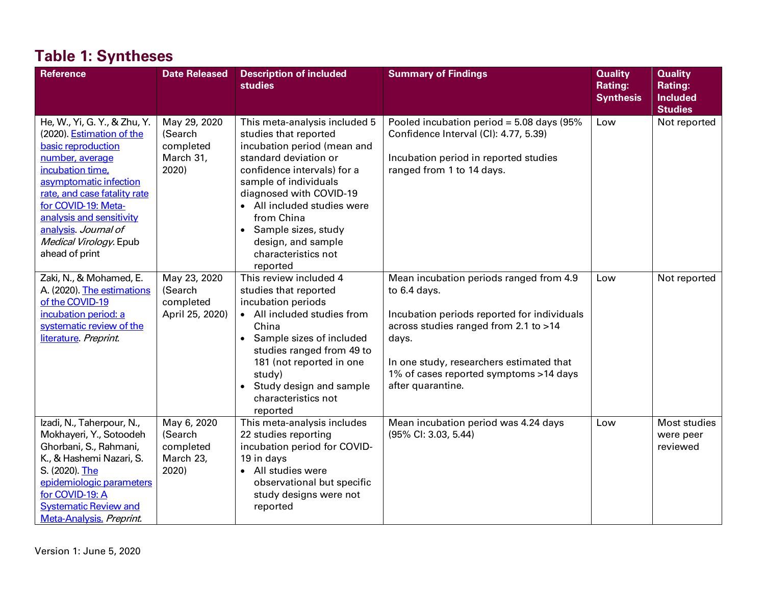## Table 1: Syntheses

| Reference | Date Released | Description of included studies | Summary of Findings | Quality Rating: Synthesis | Quality Rating: Included Studies |
|---|---|---|---|---|---|
| He, W., Yi, G. Y., & Zhu, Y. (2020). [Estimation of the basic reproduction number, average incubation time, asymptomatic infection rate, and case fatality rate for COVID-19: Meta-analysis and sensitivity analysis](). *Journal of Medical Virology*. Epub ahead of print | May 29, 2020 (Search completed March 31, 2020) | This meta-analysis included 5 studies that reported incubation period (mean and standard deviation or confidence intervals) for a sample of individuals diagnosed with COVID-19<br>• All included studies were from China<br>• Sample sizes, study design, and sample characteristics not reported | Pooled incubation period = 5.08 days (95% Confidence Interval (CI): 4.77, 5.39)<br><br>Incubation period in reported studies ranged from 1 to 14 days. | Low | Not reported |
| Zaki, N., & Mohamed, E. A. (2020). [The estimations of the COVID-19 incubation period: a systematic review of the literature](). *Preprint.* | May 23, 2020 (Search completed April 25, 2020) | This review included 4 studies that reported incubation periods<br>• All included studies from China<br>• Sample sizes of included studies ranged from 49 to 181 (not reported in one study)<br>• Study design and sample characteristics not reported | Mean incubation periods ranged from 4.9 to 6.4 days.<br><br>Incubation periods reported for individuals across studies ranged from 2.1 to >14 days.<br><br>In one study, researchers estimated that 1% of cases reported symptoms >14 days after quarantine. | Low | Not reported |
| Izadi, N., Taherpour, N., Mokhayeri, Y., Sotoodeh Ghorbani, S., Rahmani, K., & Hashemi Nazari, S. S. (2020). [The epidemiologic parameters for COVID-19: A Systematic Review and Meta-Analysis](). *Preprint.* | May 6, 2020 (Search completed March 23, 2020) | This meta-analysis includes 22 studies reporting incubation period for COVID-19 in days<br>• All studies were observational but specific study designs were not reported | Mean incubation period was 4.24 days (95% CI: 3.03, 5.44) | Low | Most studies were peer reviewed |

Version 1: June 5, 2020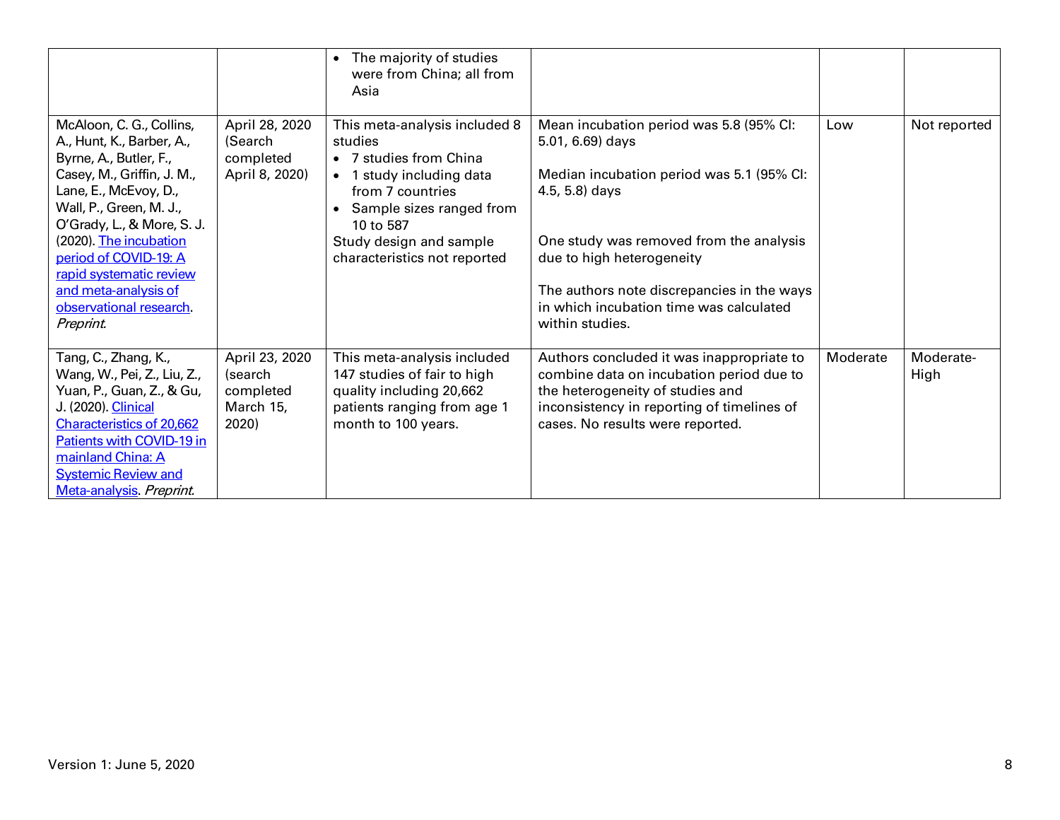| | | | | | |
|---|---|---|---|---|---|
| | | • The majority of studies were from China; all from Asia | | | |
| McAloon, C. G., Collins, A., Hunt, K., Barber, A., Byrne, A., Butler, F., Casey, M., Griffin, J. M., Lane, E., McEvoy, D., Wall, P., Green, M. J., O'Grady, L., & More, S. J. (2020). [The incubation period of COVID-19: A rapid systematic review and meta-analysis of observational research](). *Preprint.* | April 28, 2020 (Search completed April 8, 2020) | This meta-analysis included 8 studies<br>• 7 studies from China<br>• 1 study including data from 7 countries<br>• Sample sizes ranged from 10 to 587<br>Study design and sample characteristics not reported | Mean incubation period was 5.8 (95% CI: 5.01, 6.69) days<br><br>Median incubation period was 5.1 (95% CI: 4.5, 5.8) days<br><br>One study was removed from the analysis due to high heterogeneity<br><br>The authors note discrepancies in the ways in which incubation time was calculated within studies. | Low | Not reported |
| Tang, C., Zhang, K., Wang, W., Pei, Z., Liu, Z., Yuan, P., Guan, Z., & Gu, J. (2020). [Clinical Characteristics of 20,662 Patients with COVID-19 in mainland China: A Systemic Review and Meta-analysis](). *Preprint.* | April 23, 2020 (search completed March 15, 2020) | This meta-analysis included 147 studies of fair to high quality including 20,662 patients ranging from age 1 month to 100 years. | Authors concluded it was inappropriate to combine data on incubation period due to the heterogeneity of studies and inconsistency in reporting of timelines of cases. No results were reported. | Moderate | Moderate-High |

Version 1: June 5, 2020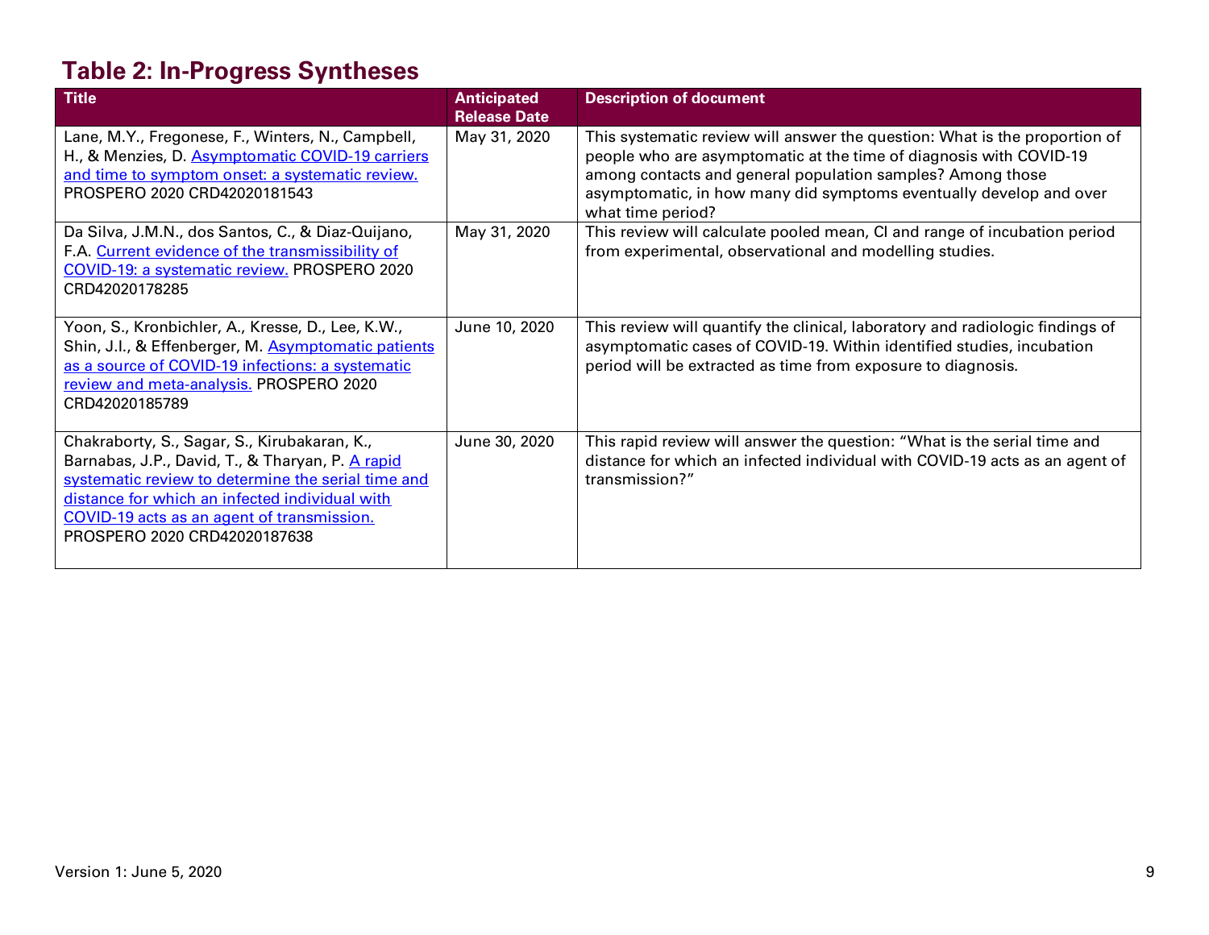## Table 2: In-Progress Syntheses

| Title | Anticipated Release Date | Description of document |
|---|---|---|
| Lane, M.Y., Fregonese, F., Winters, N., Campbell, H., & Menzies, D. Asymptomatic COVID-19 carriers and time to symptom onset: a systematic review. PROSPERO 2020 CRD42020181543 | May 31, 2020 | This systematic review will answer the question: What is the proportion of people who are asymptomatic at the time of diagnosis with COVID-19 among contacts and general population samples? Among those asymptomatic, in how many did symptoms eventually develop and over what time period? |
| Da Silva, J.M.N., dos Santos, C., & Diaz-Quijano, F.A. Current evidence of the transmissibility of COVID-19: a systematic review. PROSPERO 2020 CRD42020178285 | May 31, 2020 | This review will calculate pooled mean, CI and range of incubation period from experimental, observational and modelling studies. |
| Yoon, S., Kronbichler, A., Kresse, D., Lee, K.W., Shin, J.I., & Effenberger, M. Asymptomatic patients as a source of COVID-19 infections: a systematic review and meta-analysis. PROSPERO 2020 CRD42020185789 | June 10, 2020 | This review will quantify the clinical, laboratory and radiologic findings of asymptomatic cases of COVID-19. Within identified studies, incubation period will be extracted as time from exposure to diagnosis. |
| Chakraborty, S., Sagar, S., Kirubakaran, K., Barnabas, J.P., David, T., & Tharyan, P. A rapid systematic review to determine the serial time and distance for which an infected individual with COVID-19 acts as an agent of transmission. PROSPERO 2020 CRD42020187638 | June 30, 2020 | This rapid review will answer the question: "What is the serial time and distance for which an infected individual with COVID-19 acts as an agent of transmission?" |

Version 1: June 5, 2020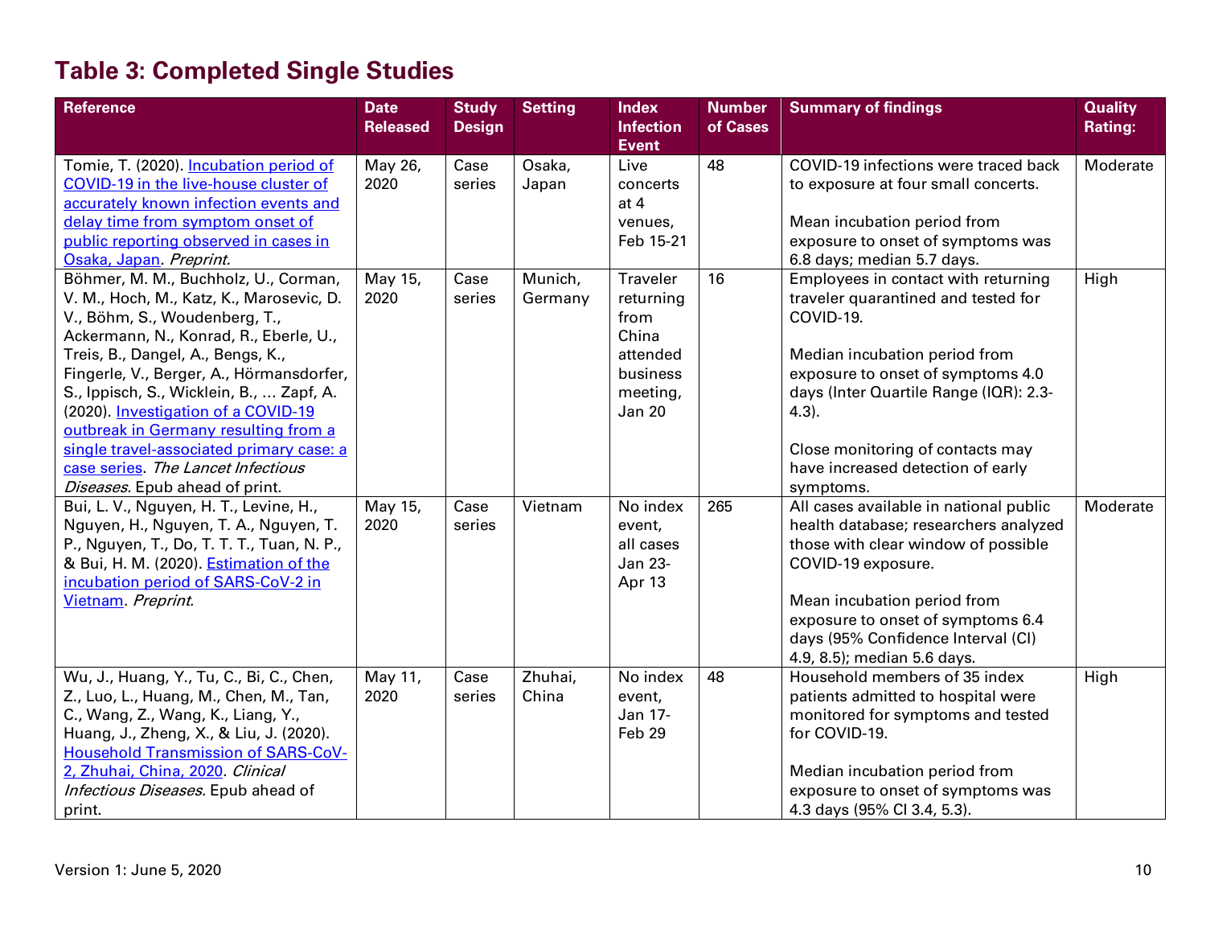## Table 3: Completed Single Studies

| Reference | Date Released | Study Design | Setting | Index Infection Event | Number of Cases | Summary of findings | Quality Rating: |
|---|---|---|---|---|---|---|---|
| Tomie, T. (2020). [Incubation period of COVID-19 in the live-house cluster of accurately known infection events and delay time from symptom onset of public reporting observed in cases in Osaka, Japan](). *Preprint.* | May 26, 2020 | Case series | Osaka, Japan | Live concerts at 4 venues, Feb 15-21 | 48 | COVID-19 infections were traced back to exposure at four small concerts.<br><br>Mean incubation period from exposure to onset of symptoms was 6.8 days; median 5.7 days. | Moderate |
| Böhmer, M. M., Buchholz, U., Corman, V. M., Hoch, M., Katz, K., Marosevic, D. V., Böhm, S., Woudenberg, T., Ackermann, N., Konrad, R., Eberle, U., Treis, B., Dangel, A., Bengs, K., Fingerle, V., Berger, A., Hörmansdorfer, S., Ippisch, S., Wicklein, B., … Zapf, A. (2020). [Investigation of a COVID-19 outbreak in Germany resulting from a single travel-associated primary case: a case series](). *The Lancet Infectious Diseases*. Epub ahead of print. | May 15, 2020 | Case series | Munich, Germany | Traveler returning from China attended business meeting, Jan 20 | 16 | Employees in contact with returning traveler quarantined and tested for COVID-19.<br><br>Median incubation period from exposure to onset of symptoms 4.0 days (Inter Quartile Range (IQR): 2.3-4.3).<br><br>Close monitoring of contacts may have increased detection of early symptoms. | High |
| Bui, L. V., Nguyen, H. T., Levine, H., Nguyen, H., Nguyen, T. A., Nguyen, T. P., Nguyen, T., Do, T. T. T., Tuan, N. P., & Bui, H. M. (2020). [Estimation of the incubation period of SARS-CoV-2 in Vietnam](). *Preprint.* | May 15, 2020 | Case series | Vietnam | No index event, all cases Jan 23-Apr 13 | 265 | All cases available in national public health database; researchers analyzed those with clear window of possible COVID-19 exposure.<br><br>Mean incubation period from exposure to onset of symptoms 6.4 days (95% Confidence Interval (CI) 4.9, 8.5); median 5.6 days. | Moderate |
| Wu, J., Huang, Y., Tu, C., Bi, C., Chen, Z., Luo, L., Huang, M., Chen, M., Tan, C., Wang, Z., Wang, K., Liang, Y., Huang, J., Zheng, X., & Liu, J. (2020). [Household Transmission of SARS-CoV-2, Zhuhai, China, 2020](). *Clinical Infectious Diseases.* Epub ahead of print. | May 11, 2020 | Case series | Zhuhai, China | No index event, Jan 17-Feb 29 | 48 | Household members of 35 index patients admitted to hospital were monitored for symptoms and tested for COVID-19.<br><br>Median incubation period from exposure to onset of symptoms was 4.3 days (95% CI 3.4, 5.3). | High |

Version 1: June 5, 2020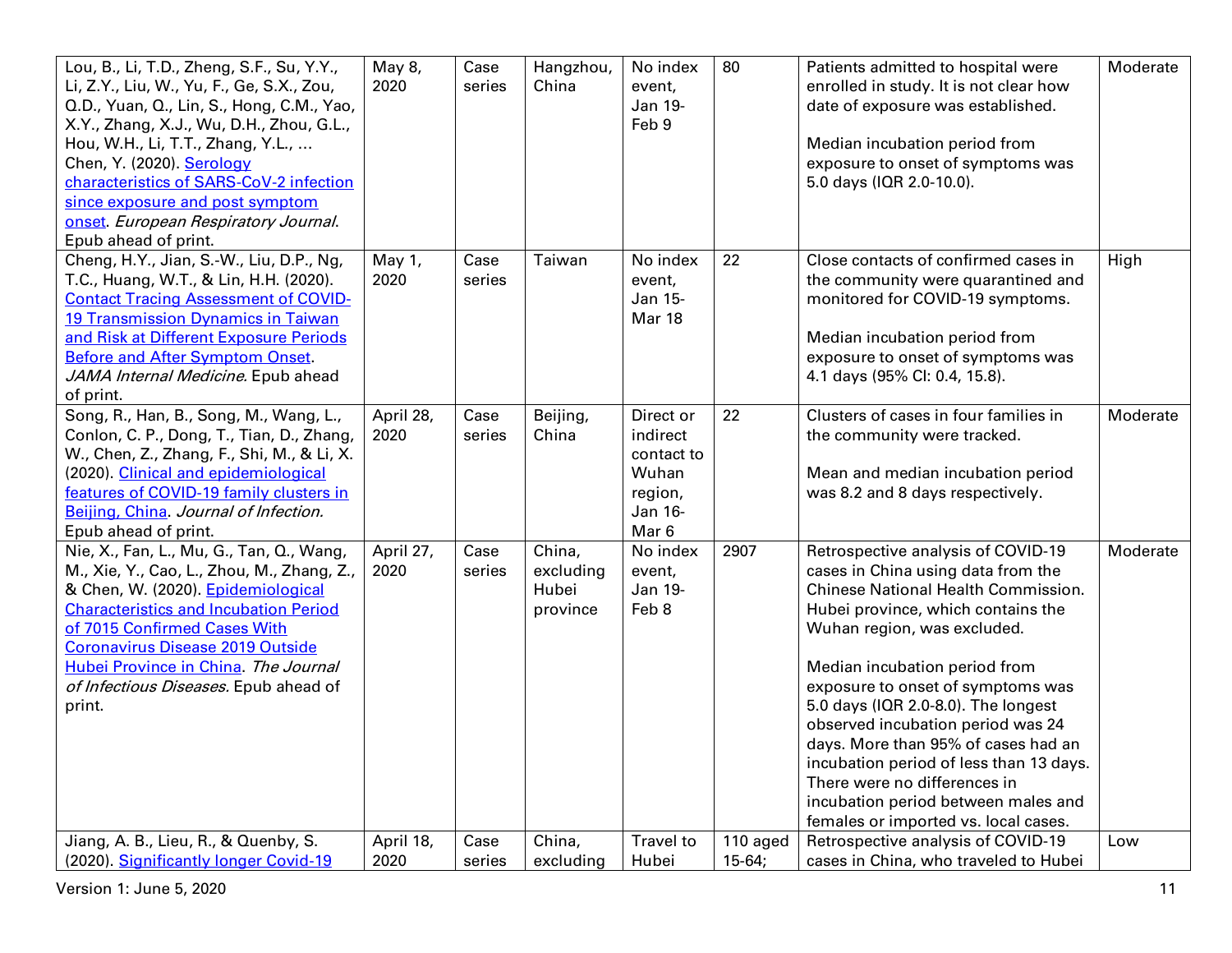| | | | | | | | |
|---|---|---|---|---|---|---|---|
| Lou, B., Li, T.D., Zheng, S.F., Su, Y.Y., Li, Z.Y., Liu, W., Yu, F., Ge, S.X., Zou, Q.D., Yuan, Q., Lin, S., Hong, C.M., Yao, X.Y., Zhang, X.J., Wu, D.H., Zhou, G.L., Hou, W.H., Li, T.T., Zhang, Y.L., … Chen, Y. (2020). [Serology characteristics of SARS-CoV-2 infection since exposure and post symptom onset](). *European Respiratory Journal*. Epub ahead of print. | May 8, 2020 | Case series | Hangzhou, China | No index event, Jan 19-Feb 9 | 80 | Patients admitted to hospital were enrolled in study. It is not clear how date of exposure was established.<br><br>Median incubation period from exposure to onset of symptoms was 5.0 days (IQR 2.0-10.0). | Moderate |
| Cheng, H.Y., Jian, S.-W., Liu, D.P., Ng, T.C., Huang, W.T., & Lin, H.H. (2020). [Contact Tracing Assessment of COVID-19 Transmission Dynamics in Taiwan and Risk at Different Exposure Periods Before and After Symptom Onset](). *JAMA Internal Medicine*. Epub ahead of print. | May 1, 2020 | Case series | Taiwan | No index event, Jan 15-Mar 18 | 22 | Close contacts of confirmed cases in the community were quarantined and monitored for COVID-19 symptoms.<br><br>Median incubation period from exposure to onset of symptoms was 4.1 days (95% CI: 0.4, 15.8). | High |
| Song, R., Han, B., Song, M., Wang, L., Conlon, C. P., Dong, T., Tian, D., Zhang, W., Chen, Z., Zhang, F., Shi, M., & Li, X. (2020). [Clinical and epidemiological features of COVID-19 family clusters in Beijing, China](). *Journal of Infection.* Epub ahead of print. | April 28, 2020 | Case series | Beijing, China | Direct or indirect contact to Wuhan region, Jan 16-Mar 6 | 22 | Clusters of cases in four families in the community were tracked.<br><br>Mean and median incubation period was 8.2 and 8 days respectively. | Moderate |
| Nie, X., Fan, L., Mu, G., Tan, Q., Wang, M., Xie, Y., Cao, L., Zhou, M., Zhang, Z., & Chen, W. (2020). [Epidemiological Characteristics and Incubation Period of 7015 Confirmed Cases With Coronavirus Disease 2019 Outside Hubei Province in China](). *The Journal of Infectious Diseases.* Epub ahead of print. | April 27, 2020 | Case series | China, excluding Hubei province | No index event, Jan 19-Feb 8 | 2907 | Retrospective analysis of COVID-19 cases in China using data from the Chinese National Health Commission. Hubei province, which contains the Wuhan region, was excluded.<br><br>Median incubation period from exposure to onset of symptoms was 5.0 days (IQR 2.0-8.0). The longest observed incubation period was 24 days. More than 95% of cases had an incubation period of less than 13 days. There were no differences in incubation period between males and females or imported vs. local cases. | Moderate |
| Jiang, A. B., Lieu, R., & Quenby, S. (2020). [Significantly longer Covid-19]() | April 18, 2020 | Case series | China, excluding | Travel to Hubei | 110 aged 15-64; | Retrospective analysis of COVID-19 cases in China, who traveled to Hubei | Low |

Version 1: June 5, 2020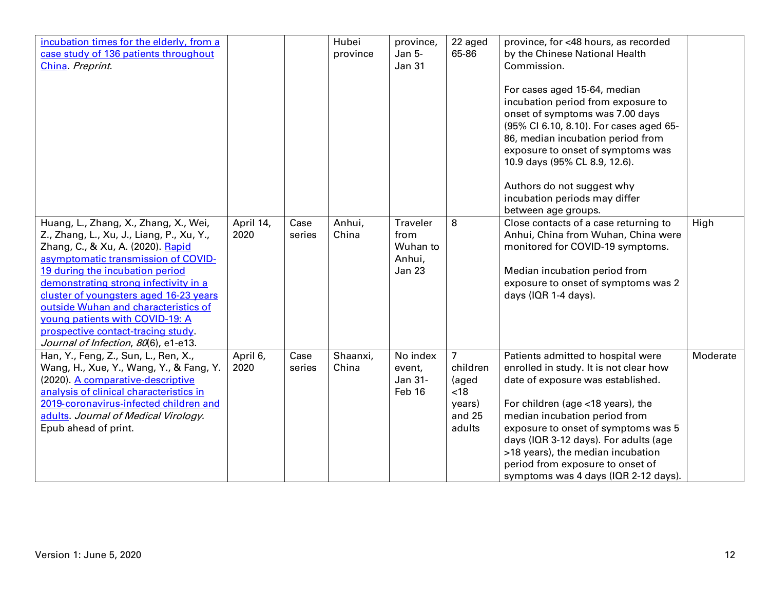| | | | | | | | |
|---|---|---|---|---|---|---|---|
| incubation times for the elderly, from a case study of 136 patients throughout China. *Preprint*. | | | Hubei province | province, Jan 5-Jan 31 | 22 aged 65-86 | province, for <48 hours, as recorded by the Chinese National Health Commission.<br><br>For cases aged 15-64, median incubation period from exposure to onset of symptoms was 7.00 days (95% CI 6.10, 8.10). For cases aged 65-86, median incubation period from exposure to onset of symptoms was 10.9 days (95% CL 8.9, 12.6).<br><br>Authors do not suggest why incubation periods may differ between age groups. | |
| Huang, L., Zhang, X., Zhang, X., Wei, Z., Zhang, L., Xu, J., Liang, P., Xu, Y., Zhang, C., & Xu, A. (2020). Rapid asymptomatic transmission of COVID-19 during the incubation period demonstrating strong infectivity in a cluster of youngsters aged 16-23 years outside Wuhan and characteristics of young patients with COVID-19: A prospective contact-tracing study. *Journal of Infection*, *80*(6), e1-e13. | April 14, 2020 | Case series | Anhui, China | Traveler from Wuhan to Anhui, Jan 23 | 8 | Close contacts of a case returning to Anhui, China from Wuhan, China were monitored for COVID-19 symptoms.<br><br>Median incubation period from exposure to onset of symptoms was 2 days (IQR 1-4 days). | High |
| Han, Y., Feng, Z., Sun, L., Ren, X., Wang, H., Xue, Y., Wang, Y., & Fang, Y. (2020). A comparative-descriptive analysis of clinical characteristics in 2019-coronavirus-infected children and adults. *Journal of Medical Virology*. Epub ahead of print. | April 6, 2020 | Case series | Shaanxi, China | No index event, Jan 31-Feb 16 | 7 children (aged <18 years) and 25 adults | Patients admitted to hospital were enrolled in study. It is not clear how date of exposure was established.<br><br>For children (age <18 years), the median incubation period from exposure to onset of symptoms was 5 days (IQR 3-12 days). For adults (age >18 years), the median incubation period from exposure to onset of symptoms was 4 days (IQR 2-12 days). | Moderate |

Version 1: June 5, 2020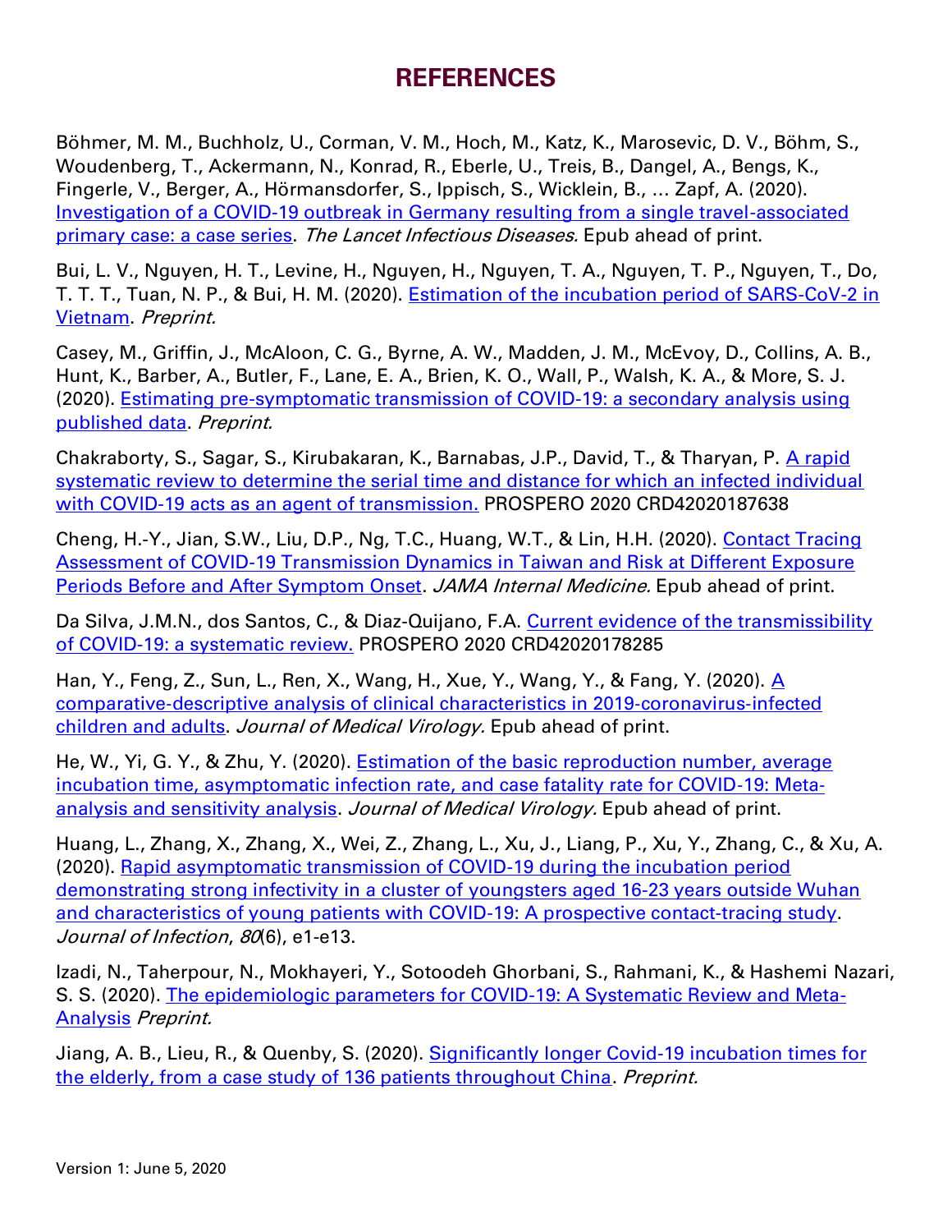# REFERENCES

Böhmer, M. M., Buchholz, U., Corman, V. M., Hoch, M., Katz, K., Marosevic, D. V., Böhm, S., Woudenberg, T., Ackermann, N., Konrad, R., Eberle, U., Treis, B., Dangel, A., Bengs, K., Fingerle, V., Berger, A., Hörmansdorfer, S., Ippisch, S., Wicklein, B., … Zapf, A. (2020). Investigation of a COVID-19 outbreak in Germany resulting from a single travel-associated primary case: a case series. *The Lancet Infectious Diseases.* Epub ahead of print.

Bui, L. V., Nguyen, H. T., Levine, H., Nguyen, H., Nguyen, T. A., Nguyen, T. P., Nguyen, T., Do, T. T. T., Tuan, N. P., & Bui, H. M. (2020). Estimation of the incubation period of SARS-CoV-2 in Vietnam. *Preprint.*

Casey, M., Griffin, J., McAloon, C. G., Byrne, A. W., Madden, J. M., McEvoy, D., Collins, A. B., Hunt, K., Barber, A., Butler, F., Lane, E. A., Brien, K. O., Wall, P., Walsh, K. A., & More, S. J. (2020). Estimating pre-symptomatic transmission of COVID-19: a secondary analysis using published data. *Preprint.*

Chakraborty, S., Sagar, S., Kirubakaran, K., Barnabas, J.P., David, T., & Tharyan, P. A rapid systematic review to determine the serial time and distance for which an infected individual with COVID-19 acts as an agent of transmission. PROSPERO 2020 CRD42020187638

Cheng, H.-Y., Jian, S.W., Liu, D.P., Ng, T.C., Huang, W.T., & Lin, H.H. (2020). Contact Tracing Assessment of COVID-19 Transmission Dynamics in Taiwan and Risk at Different Exposure Periods Before and After Symptom Onset. *JAMA Internal Medicine.* Epub ahead of print.

Da Silva, J.M.N., dos Santos, C., & Diaz-Quijano, F.A. Current evidence of the transmissibility of COVID-19: a systematic review. PROSPERO 2020 CRD42020178285

Han, Y., Feng, Z., Sun, L., Ren, X., Wang, H., Xue, Y., Wang, Y., & Fang, Y. (2020). A comparative-descriptive analysis of clinical characteristics in 2019-coronavirus-infected children and adults. *Journal of Medical Virology.* Epub ahead of print.

He, W., Yi, G. Y., & Zhu, Y. (2020). Estimation of the basic reproduction number, average incubation time, asymptomatic infection rate, and case fatality rate for COVID-19: Meta-analysis and sensitivity analysis. *Journal of Medical Virology.* Epub ahead of print.

Huang, L., Zhang, X., Zhang, X., Wei, Z., Zhang, L., Xu, J., Liang, P., Xu, Y., Zhang, C., & Xu, A. (2020). Rapid asymptomatic transmission of COVID-19 during the incubation period demonstrating strong infectivity in a cluster of youngsters aged 16-23 years outside Wuhan and characteristics of young patients with COVID-19: A prospective contact-tracing study. *Journal of Infection*, *80*(6), e1-e13.

Izadi, N., Taherpour, N., Mokhayeri, Y., Sotoodeh Ghorbani, S., Rahmani, K., & Hashemi Nazari, S. S. (2020). The epidemiologic parameters for COVID-19: A Systematic Review and Meta-Analysis *Preprint.*

Jiang, A. B., Lieu, R., & Quenby, S. (2020). Significantly longer Covid-19 incubation times for the elderly, from a case study of 136 patients throughout China. *Preprint.*

Version 1: June 5, 2020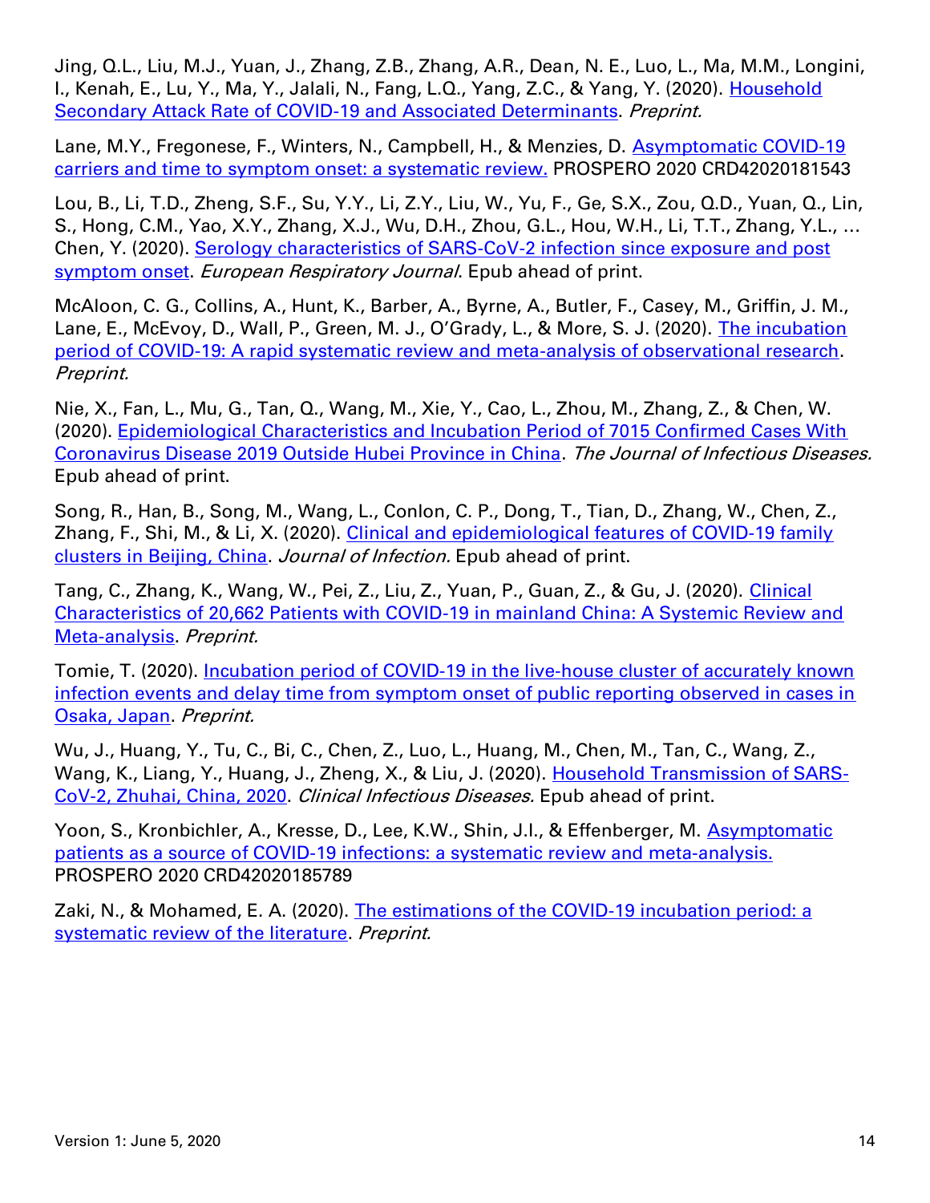Jing, Q.L., Liu, M.J., Yuan, J., Zhang, Z.B., Zhang, A.R., Dean, N. E., Luo, L., Ma, M.M., Longini, I., Kenah, E., Lu, Y., Ma, Y., Jalali, N., Fang, L.Q., Yang, Z.C., & Yang, Y. (2020). Household Secondary Attack Rate of COVID-19 and Associated Determinants. *Preprint.*

Lane, M.Y., Fregonese, F., Winters, N., Campbell, H., & Menzies, D. Asymptomatic COVID-19 carriers and time to symptom onset: a systematic review. PROSPERO 2020 CRD42020181543

Lou, B., Li, T.D., Zheng, S.F., Su, Y.Y., Li, Z.Y., Liu, W., Yu, F., Ge, S.X., Zou, Q.D., Yuan, Q., Lin, S., Hong, C.M., Yao, X.Y., Zhang, X.J., Wu, D.H., Zhou, G.L., Hou, W.H., Li, T.T., Zhang, Y.L., ... Chen, Y. (2020). Serology characteristics of SARS-CoV-2 infection since exposure and post symptom onset. *European Respiratory Journal*. Epub ahead of print.

McAloon, C. G., Collins, A., Hunt, K., Barber, A., Byrne, A., Butler, F., Casey, M., Griffin, J. M., Lane, E., McEvoy, D., Wall, P., Green, M. J., O'Grady, L., & More, S. J. (2020). The incubation period of COVID-19: A rapid systematic review and meta-analysis of observational research. *Preprint.*

Nie, X., Fan, L., Mu, G., Tan, Q., Wang, M., Xie, Y., Cao, L., Zhou, M., Zhang, Z., & Chen, W. (2020). Epidemiological Characteristics and Incubation Period of 7015 Confirmed Cases With Coronavirus Disease 2019 Outside Hubei Province in China. *The Journal of Infectious Diseases.* Epub ahead of print.

Song, R., Han, B., Song, M., Wang, L., Conlon, C. P., Dong, T., Tian, D., Zhang, W., Chen, Z., Zhang, F., Shi, M., & Li, X. (2020). Clinical and epidemiological features of COVID-19 family clusters in Beijing, China. *Journal of Infection.* Epub ahead of print.

Tang, C., Zhang, K., Wang, W., Pei, Z., Liu, Z., Yuan, P., Guan, Z., & Gu, J. (2020). Clinical Characteristics of 20,662 Patients with COVID-19 in mainland China: A Systemic Review and Meta-analysis. *Preprint.*

Tomie, T. (2020). Incubation period of COVID-19 in the live-house cluster of accurately known infection events and delay time from symptom onset of public reporting observed in cases in Osaka, Japan. *Preprint.*

Wu, J., Huang, Y., Tu, C., Bi, C., Chen, Z., Luo, L., Huang, M., Chen, M., Tan, C., Wang, Z., Wang, K., Liang, Y., Huang, J., Zheng, X., & Liu, J. (2020). Household Transmission of SARS-CoV-2, Zhuhai, China, 2020. *Clinical Infectious Diseases.* Epub ahead of print.

Yoon, S., Kronbichler, A., Kresse, D., Lee, K.W., Shin, J.I., & Effenberger, M. Asymptomatic patients as a source of COVID-19 infections: a systematic review and meta-analysis. PROSPERO 2020 CRD42020185789

Zaki, N., & Mohamed, E. A. (2020). The estimations of the COVID-19 incubation period: a systematic review of the literature. *Preprint.*

Version 1: June 5, 2020